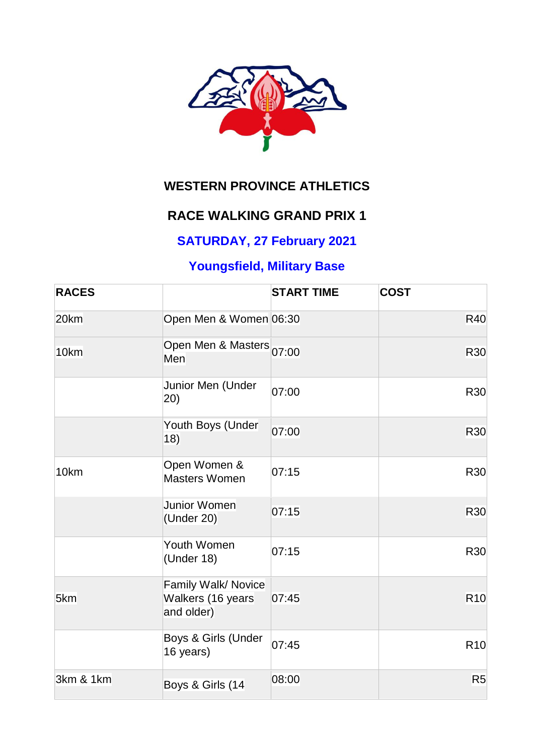## WESTERN PROVINCE ATHLETICS

## RACE WALKING GRAND PRIX 1

### SATURDAY, 27 February 2021

### Youngsfield, Military Base

| RACES | | START TIME | COST |
|---|---|---|---|
| 20km | Open Men & Women | 06:30 | R40 |
| 10km | Open Men & Masters Men | 07:00 | R30 |
| | Junior Men (Under 20) | 07:00 | R30 |
| | Youth Boys (Under 18) | 07:00 | R30 |
| 10km | Open Women & Masters Women | 07:15 | R30 |
| | Junior Women (Under 20) | 07:15 | R30 |
| | Youth Women (Under 18) | 07:15 | R30 |
| 5km | Family Walk/ Novice Walkers (16 years and older) | 07:45 | R10 |
| | Boys & Girls (Under 16 years) | 07:45 | R10 |
| 3km & 1km | Boys & Girls (14 | 08:00 | R5 |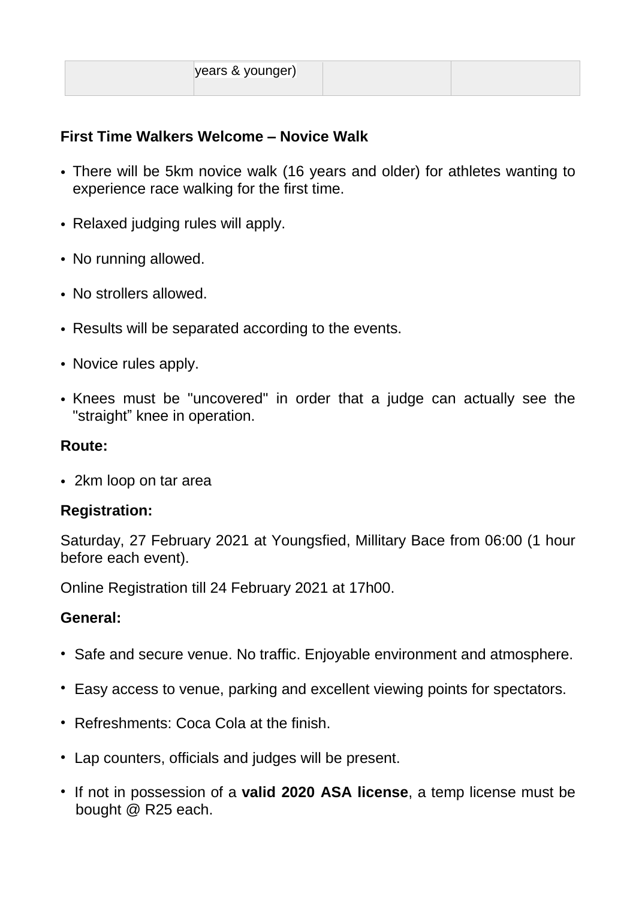|  | years & younger) |  |  |
|---|---|---|---|

**First Time Walkers Welcome – Novice Walk**

- There will be 5km novice walk (16 years and older) for athletes wanting to experience race walking for the first time.
- Relaxed judging rules will apply.
- No running allowed.
- No strollers allowed.
- Results will be separated according to the events.
- Novice rules apply.
- Knees must be "uncovered" in order that a judge can actually see the "straight" knee in operation.

**Route:**

- 2km loop on tar area

**Registration:**

Saturday, 27 February 2021 at Youngsfied, Millitary Bace from 06:00 (1 hour before each event).

Online Registration till 24 February 2021 at 17h00.

**General:**

- Safe and secure venue. No traffic. Enjoyable environment and atmosphere.
- Easy access to venue, parking and excellent viewing points for spectators.
- Refreshments: Coca Cola at the finish.
- Lap counters, officials and judges will be present.
- If not in possession of a **valid 2020 ASA license**, a temp license must be bought @ R25 each.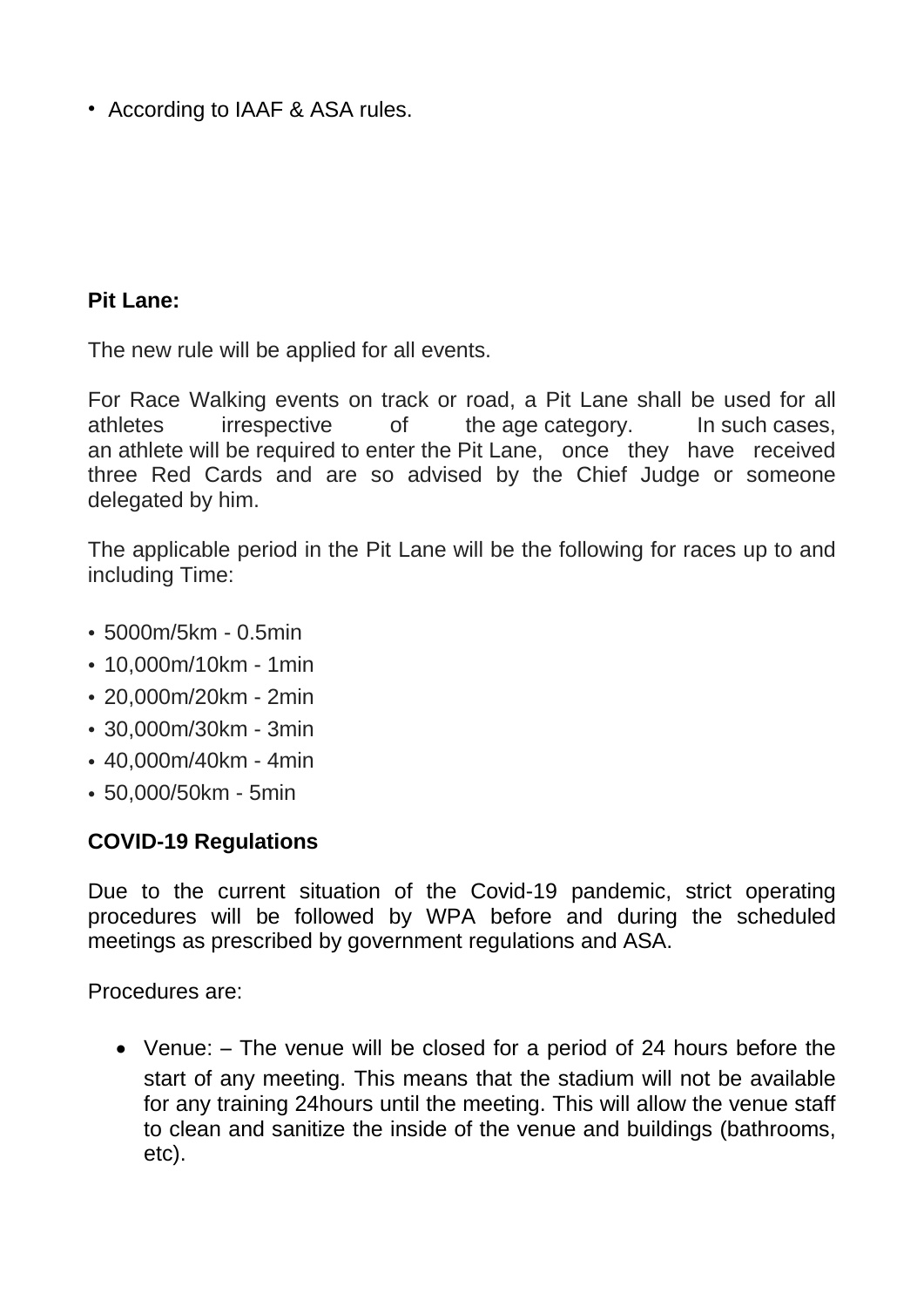- According to IAAF & ASA rules.

**Pit Lane:**

The new rule will be applied for all events.

For Race Walking events on track or road, a Pit Lane shall be used for all athletes irrespective of the age category. In such cases, an athlete will be required to enter the Pit Lane, once they have received three Red Cards and are so advised by the Chief Judge or someone delegated by him.

The applicable period in the Pit Lane will be the following for races up to and including Time:

- 5000m/5km - 0.5min
- 10,000m/10km - 1min
- 20,000m/20km - 2min
- 30,000m/30km - 3min
- 40,000m/40km - 4min
- 50,000/50km - 5min

**COVID-19 Regulations**

Due to the current situation of the Covid-19 pandemic, strict operating procedures will be followed by WPA before and during the scheduled meetings as prescribed by government regulations and ASA.

Procedures are:

- Venue: – The venue will be closed for a period of 24 hours before the start of any meeting. This means that the stadium will not be available for any training 24hours until the meeting. This will allow the venue staff to clean and sanitize the inside of the venue and buildings (bathrooms, etc).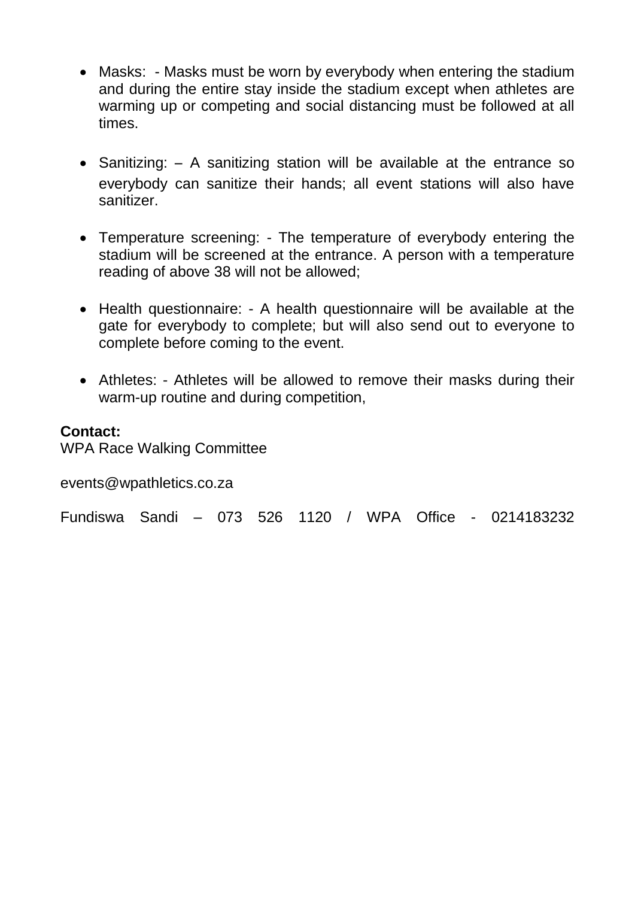- Masks: - Masks must be worn by everybody when entering the stadium and during the entire stay inside the stadium except when athletes are warming up or competing and social distancing must be followed at all times.

- Sanitizing: – A sanitizing station will be available at the entrance so everybody can sanitize their hands; all event stations will also have sanitizer.

- Temperature screening: - The temperature of everybody entering the stadium will be screened at the entrance. A person with a temperature reading of above 38 will not be allowed;

- Health questionnaire: - A health questionnaire will be available at the gate for everybody to complete; but will also send out to everyone to complete before coming to the event.

- Athletes: - Athletes will be allowed to remove their masks during their warm-up routine and during competition,

**Contact:**
WPA Race Walking Committee

events@wpathletics.co.za

Fundiswa Sandi – 073 526 1120 / WPA Office - 0214183232